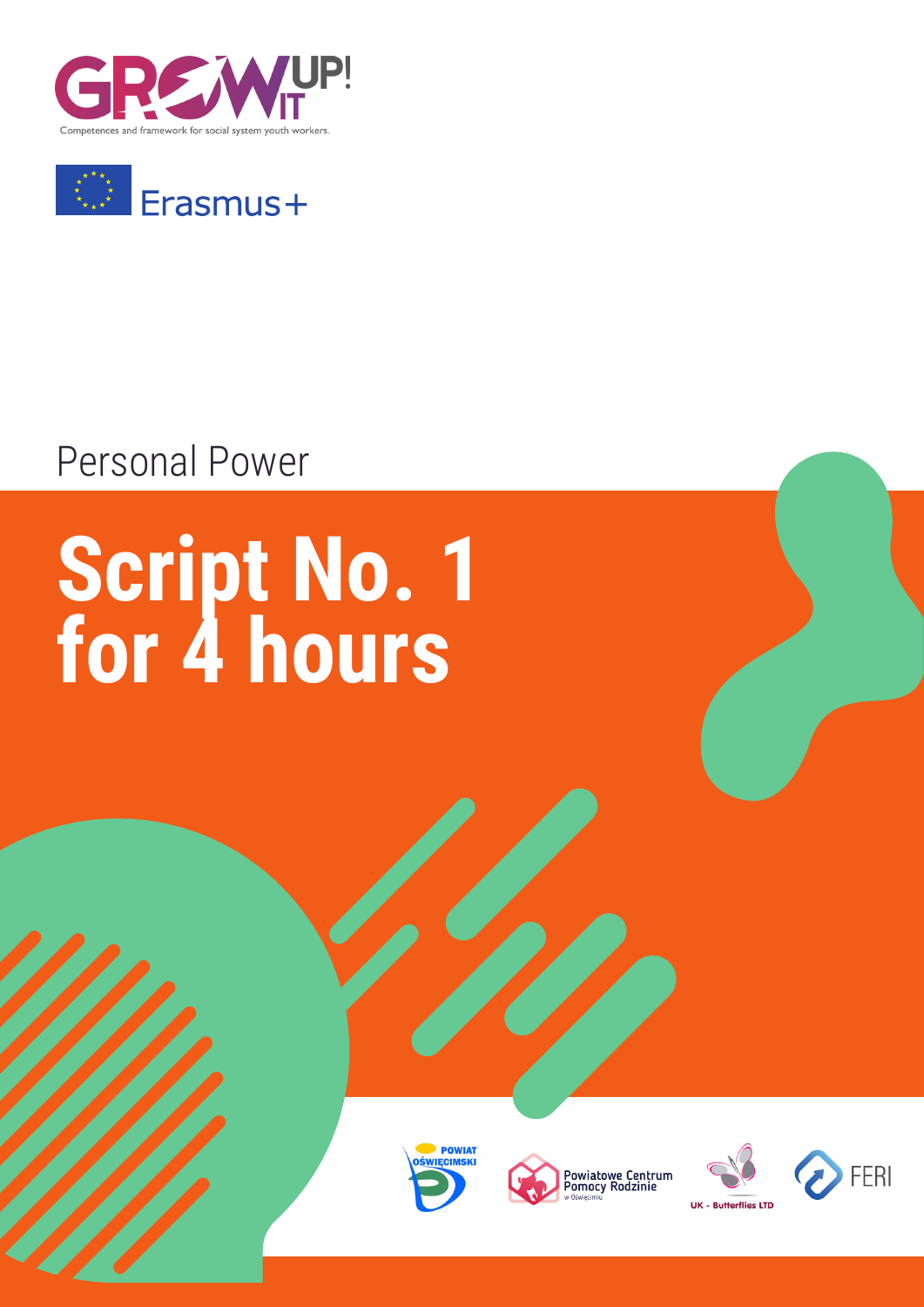GROW IT UP!

Competences and framework for social system youth workers.

Erasmus+

Personal Power

# Script No. 1 for 4 hours

POWIAT OŚWIĘCIMSKI

Powiatowe Centrum Pomocy Rodzinie w Oświęcimiu

UK - Butterflies LTD

FERI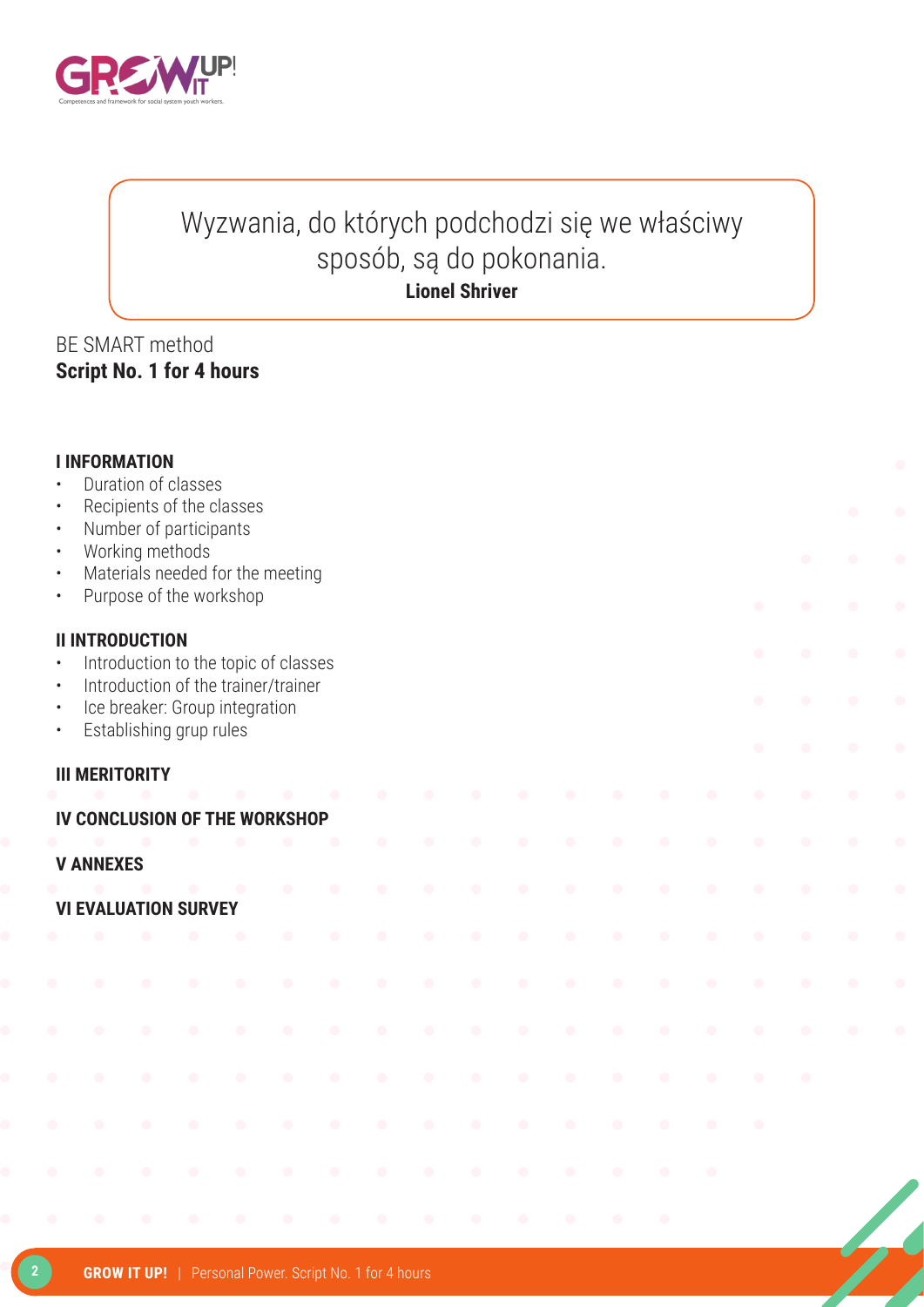> Wyzwania, do których podchodzi się we właściwy sposób, są do pokonania.
>
> **Lionel Shriver**

BE SMART method

**Script No. 1 for 4 hours**

**I INFORMATION**

- Duration of classes
- Recipients of the classes
- Number of participants
- Working methods
- Materials needed for the meeting
- Purpose of the workshop

**II INTRODUCTION**

- Introduction to the topic of classes
- Introduction of the trainer/trainer
- Ice breaker: Group integration
- Establishing grup rules

**III MERITORITY**

**IV CONCLUSION OF THE WORKSHOP**

**V ANNEXES**

**VI EVALUATION SURVEY**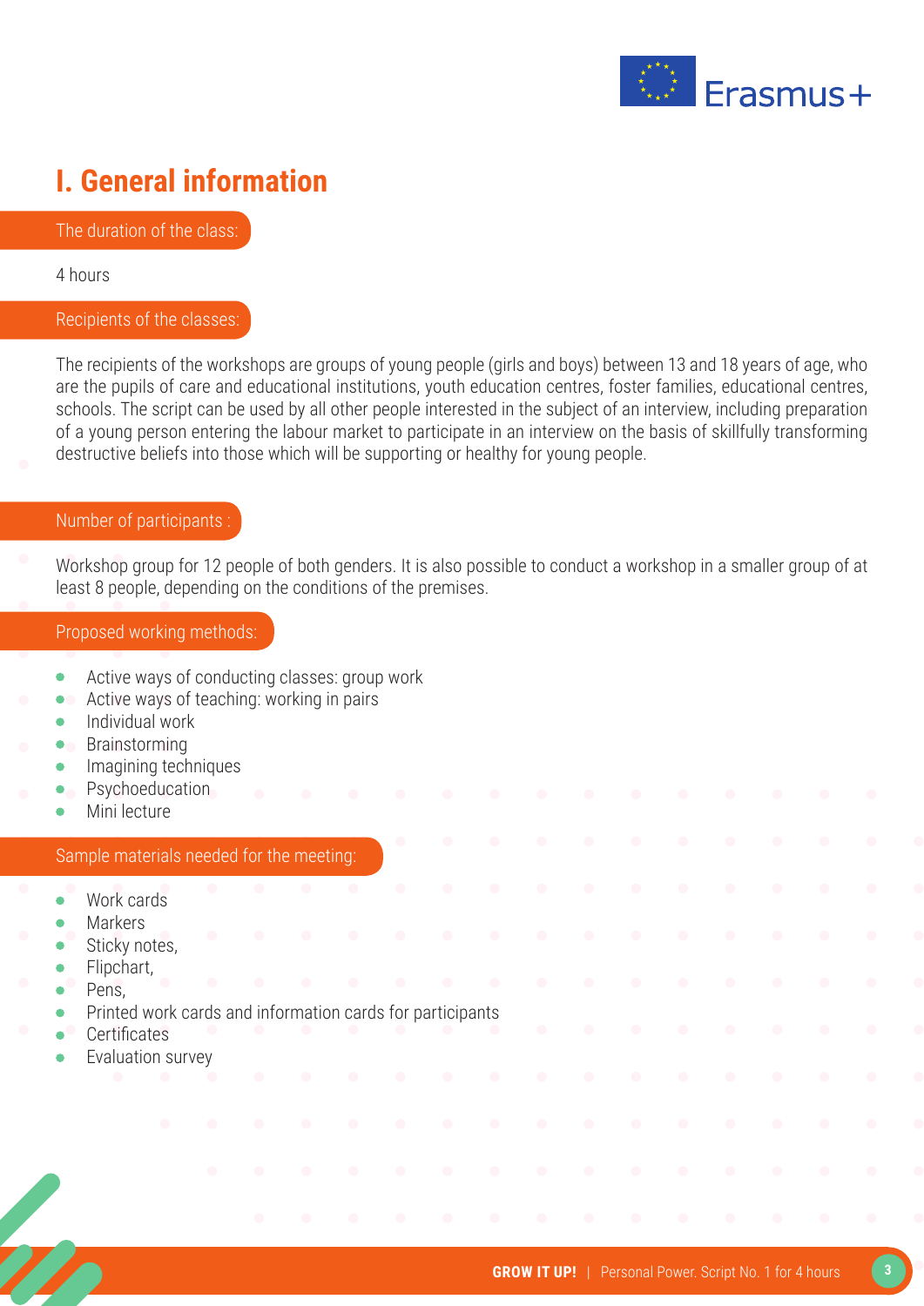# I. General information

## The duration of the class:

4 hours

## Recipients of the classes:

The recipients of the workshops are groups of young people (girls and boys) between 13 and 18 years of age, who are the pupils of care and educational institutions, youth education centres, foster families, educational centres, schools. The script can be used by all other people interested in the subject of an interview, including preparation of a young person entering the labour market to participate in an interview on the basis of skillfully transforming destructive beliefs into those which will be supporting or healthy for young people.

## Number of participants :

Workshop group for 12 people of both genders. It is also possible to conduct a workshop in a smaller group of at least 8 people, depending on the conditions of the premises.

## Proposed working methods:

- Active ways of conducting classes: group work
- Active ways of teaching: working in pairs
- Individual work
- Brainstorming
- Imagining techniques
- Psychoeducation
- Mini lecture

## Sample materials needed for the meeting:

- Work cards
- Markers
- Sticky notes,
- Flipchart,
- Pens,
- Printed work cards and information cards for participants
- Certificates
- Evaluation survey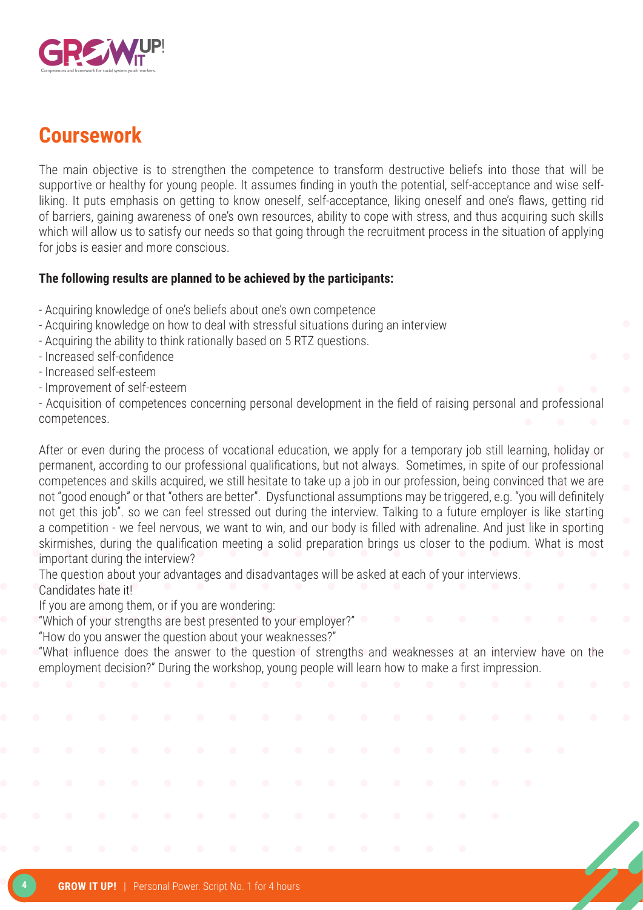## Coursework

The main objective is to strengthen the competence to transform destructive beliefs into those that will be supportive or healthy for young people. It assumes finding in youth the potential, self-acceptance and wise self-liking. It puts emphasis on getting to know oneself, self-acceptance, liking oneself and one's flaws, getting rid of barriers, gaining awareness of one's own resources, ability to cope with stress, and thus acquiring such skills which will allow us to satisfy our needs so that going through the recruitment process in the situation of applying for jobs is easier and more conscious.

**The following results are planned to be achieved by the participants:**

- Acquiring knowledge of one's beliefs about one's own competence
- Acquiring knowledge on how to deal with stressful situations during an interview
- Acquiring the ability to think rationally based on 5 RTZ questions.
- Increased self-confidence
- Increased self-esteem
- Improvement of self-esteem
- Acquisition of competences concerning personal development in the field of raising personal and professional competences.

After or even during the process of vocational education, we apply for a temporary job still learning, holiday or permanent, according to our professional qualifications, but not always. Sometimes, in spite of our professional competences and skills acquired, we still hesitate to take up a job in our profession, being convinced that we are not "good enough" or that "others are better". Dysfunctional assumptions may be triggered, e.g. "you will definitely not get this job". so we can feel stressed out during the interview. Talking to a future employer is like starting a competition - we feel nervous, we want to win, and our body is filled with adrenaline. And just like in sporting skirmishes, during the qualification meeting a solid preparation brings us closer to the podium. What is most important during the interview?

The question about your advantages and disadvantages will be asked at each of your interviews.

Candidates hate it!

If you are among them, or if you are wondering:

"Which of your strengths are best presented to your employer?"

"How do you answer the question about your weaknesses?"

"What influence does the answer to the question of strengths and weaknesses at an interview have on the employment decision?" During the workshop, young people will learn how to make a first impression.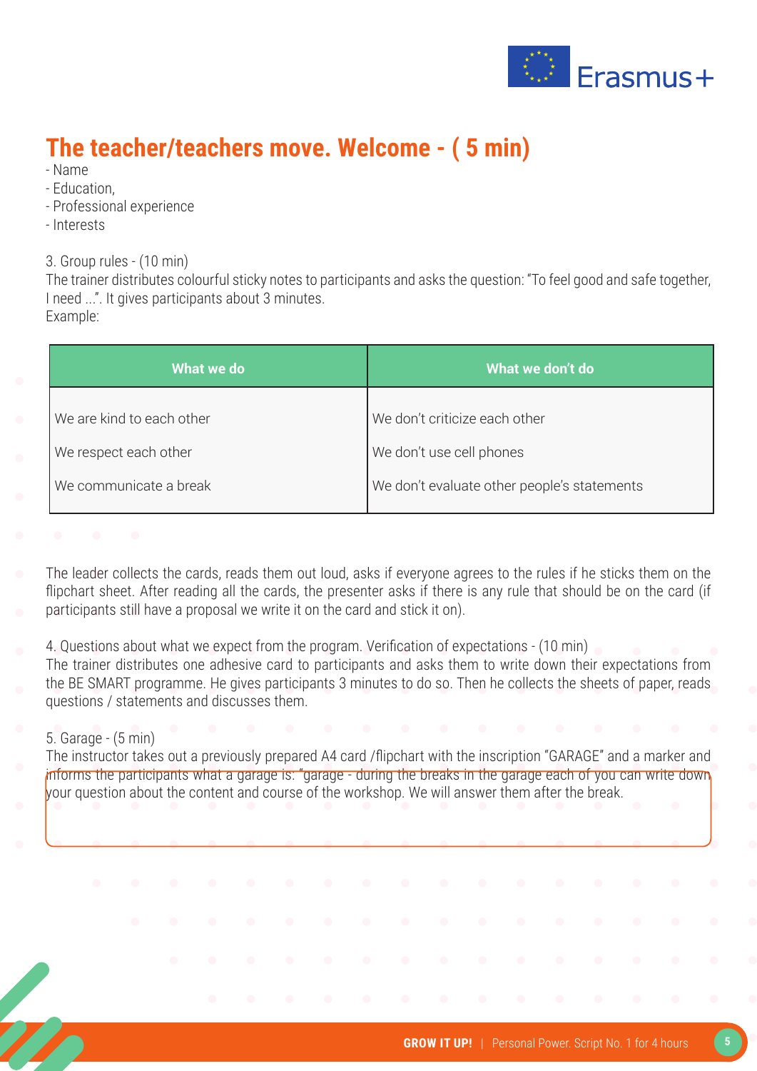## The teacher/teachers move. Welcome - ( 5 min)

- Name
- Education,
- Professional experience
- Interests

3. Group rules - (10 min)
The trainer distributes colourful sticky notes to participants and asks the question: "To feel good and safe together, I need ...". It gives participants about 3 minutes.
Example:

| What we do | What we don't do |
|---|---|
| We are kind to each other | We don't criticize each other |
| We respect each other | We don't use cell phones |
| We communicate a break | We don't evaluate other people's statements |

The leader collects the cards, reads them out loud, asks if everyone agrees to the rules if he sticks them on the flipchart sheet. After reading all the cards, the presenter asks if there is any rule that should be on the card (if participants still have a proposal we write it on the card and stick it on).

4. Questions about what we expect from the program. Verification of expectations - (10 min)
The trainer distributes one adhesive card to participants and asks them to write down their expectations from the BE SMART programme. He gives participants 3 minutes to do so. Then he collects the sheets of paper, reads questions / statements and discusses them.

5. Garage - (5 min)
The instructor takes out a previously prepared A4 card /flipchart with the inscription "GARAGE" and a marker and informs the participants what a garage is: "garage - during the breaks in the garage each of you can write down your question about the content and course of the workshop. We will answer them after the break.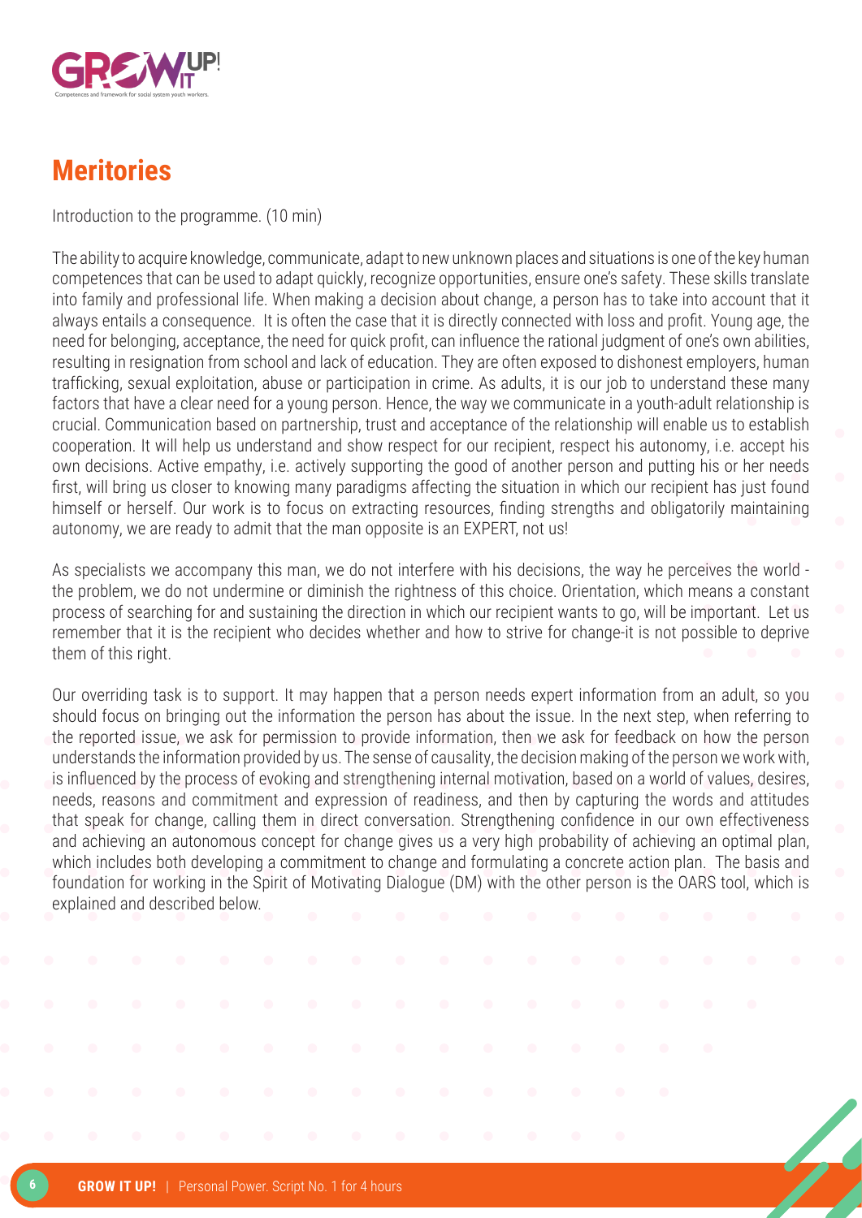## Meritories

Introduction to the programme. (10 min)

The ability to acquire knowledge, communicate, adapt to new unknown places and situations is one of the key human competences that can be used to adapt quickly, recognize opportunities, ensure one's safety. These skills translate into family and professional life. When making a decision about change, a person has to take into account that it always entails a consequence. It is often the case that it is directly connected with loss and profit. Young age, the need for belonging, acceptance, the need for quick profit, can influence the rational judgment of one's own abilities, resulting in resignation from school and lack of education. They are often exposed to dishonest employers, human trafficking, sexual exploitation, abuse or participation in crime. As adults, it is our job to understand these many factors that have a clear need for a young person. Hence, the way we communicate in a youth-adult relationship is crucial. Communication based on partnership, trust and acceptance of the relationship will enable us to establish cooperation. It will help us understand and show respect for our recipient, respect his autonomy, i.e. accept his own decisions. Active empathy, i.e. actively supporting the good of another person and putting his or her needs first, will bring us closer to knowing many paradigms affecting the situation in which our recipient has just found himself or herself. Our work is to focus on extracting resources, finding strengths and obligatorily maintaining autonomy, we are ready to admit that the man opposite is an EXPERT, not us!

As specialists we accompany this man, we do not interfere with his decisions, the way he perceives the world - the problem, we do not undermine or diminish the rightness of this choice. Orientation, which means a constant process of searching for and sustaining the direction in which our recipient wants to go, will be important. Let us remember that it is the recipient who decides whether and how to strive for change-it is not possible to deprive them of this right.

Our overriding task is to support. It may happen that a person needs expert information from an adult, so you should focus on bringing out the information the person has about the issue. In the next step, when referring to the reported issue, we ask for permission to provide information, then we ask for feedback on how the person understands the information provided by us. The sense of causality, the decision making of the person we work with, is influenced by the process of evoking and strengthening internal motivation, based on a world of values, desires, needs, reasons and commitment and expression of readiness, and then by capturing the words and attitudes that speak for change, calling them in direct conversation. Strengthening confidence in our own effectiveness and achieving an autonomous concept for change gives us a very high probability of achieving an optimal plan, which includes both developing a commitment to change and formulating a concrete action plan. The basis and foundation for working in the Spirit of Motivating Dialogue (DM) with the other person is the OARS tool, which is explained and described below.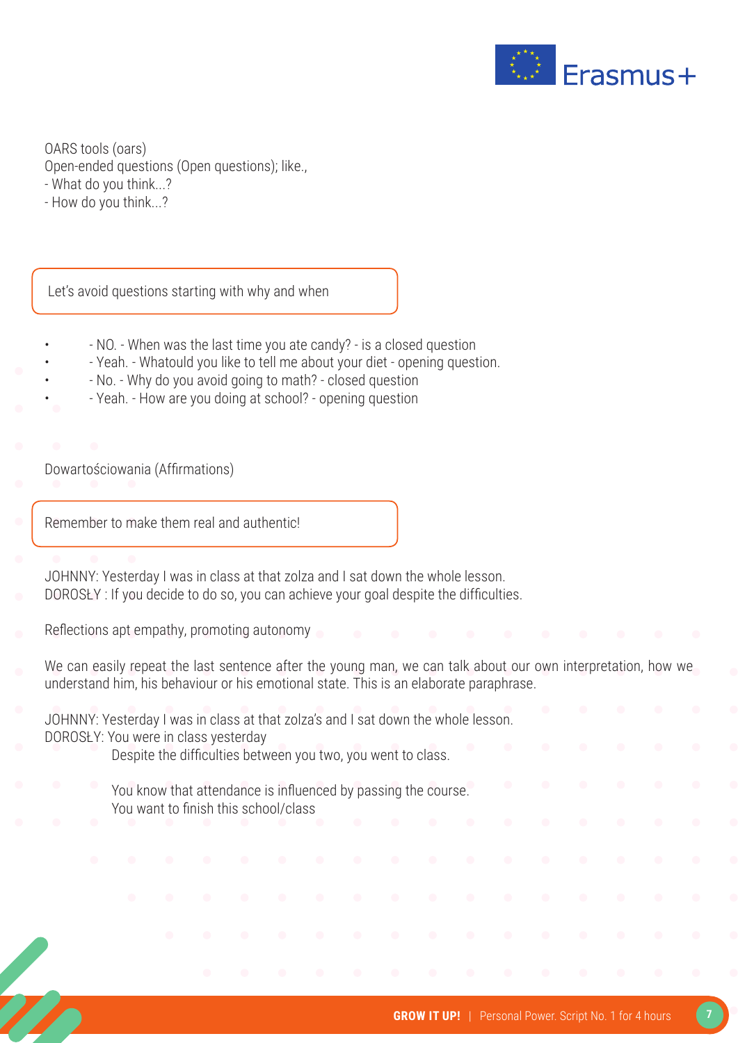OARS tools (oars)
Open-ended questions (Open questions); like.,
- What do you think...?
- How do you think...?

> Let's avoid questions starting with why and when

- - NO. - When was the last time you ate candy? - is a closed question
- - Yeah. - Whatould you like to tell me about your diet - opening question.
- - No. - Why do you avoid going to math? - closed question
- - Yeah. - How are you doing at school? - opening question

Dowartościowania (Affirmations)

> Remember to make them real and authentic!

JOHNNY: Yesterday I was in class at that zolza and I sat down the whole lesson.
DOROSŁY : If you decide to do so, you can achieve your goal despite the difficulties.

Reflections apt empathy, promoting autonomy

We can easily repeat the last sentence after the young man, we can talk about our own interpretation, how we understand him, his behaviour or his emotional state. This is an elaborate paraphrase.

JOHNNY: Yesterday I was in class at that zolza's and I sat down the whole lesson.
DOROSŁY: You were in class yesterday
 Despite the difficulties between you two, you went to class.

 You know that attendance is influenced by passing the course.
 You want to finish this school/class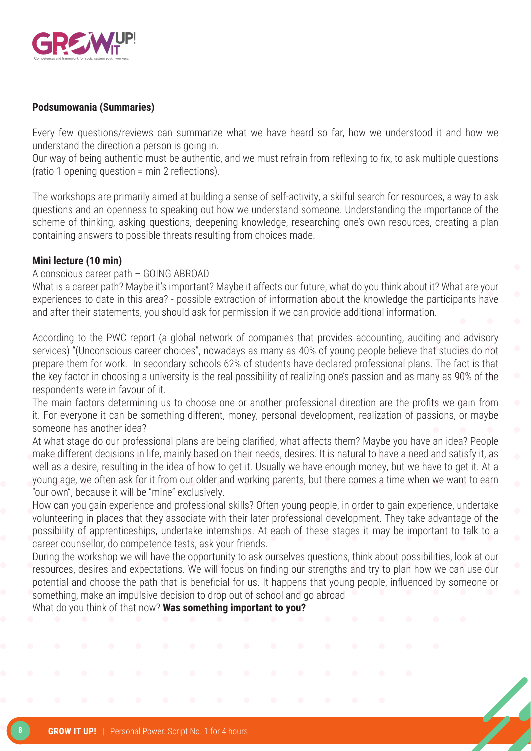**Podsumowania (Summaries)**

Every few questions/reviews can summarize what we have heard so far, how we understood it and how we understand the direction a person is going in.

Our way of being authentic must be authentic, and we must refrain from reflexing to fix, to ask multiple questions (ratio 1 opening question = min 2 reflections).

The workshops are primarily aimed at building a sense of self-activity, a skilful search for resources, a way to ask questions and an openness to speaking out how we understand someone. Understanding the importance of the scheme of thinking, asking questions, deepening knowledge, researching one's own resources, creating a plan containing answers to possible threats resulting from choices made.

**Mini lecture (10 min)**

A conscious career path – GOING ABROAD

What is a career path? Maybe it's important? Maybe it affects our future, what do you think about it? What are your experiences to date in this area? - possible extraction of information about the knowledge the participants have and after their statements, you should ask for permission if we can provide additional information.

According to the PWC report (a global network of companies that provides accounting, auditing and advisory services) "(Unconscious career choices", nowadays as many as 40% of young people believe that studies do not prepare them for work. In secondary schools 62% of students have declared professional plans. The fact is that the key factor in choosing a university is the real possibility of realizing one's passion and as many as 90% of the respondents were in favour of it.

The main factors determining us to choose one or another professional direction are the profits we gain from it. For everyone it can be something different, money, personal development, realization of passions, or maybe someone has another idea?

At what stage do our professional plans are being clarified, what affects them? Maybe you have an idea? People make different decisions in life, mainly based on their needs, desires. It is natural to have a need and satisfy it, as well as a desire, resulting in the idea of how to get it. Usually we have enough money, but we have to get it. At a young age, we often ask for it from our older and working parents, but there comes a time when we want to earn "our own", because it will be "mine" exclusively.

How can you gain experience and professional skills? Often young people, in order to gain experience, undertake volunteering in places that they associate with their later professional development. They take advantage of the possibility of apprenticeships, undertake internships. At each of these stages it may be important to talk to a career counsellor, do competence tests, ask your friends.

During the workshop we will have the opportunity to ask ourselves questions, think about possibilities, look at our resources, desires and expectations. We will focus on finding our strengths and try to plan how we can use our potential and choose the path that is beneficial for us. It happens that young people, influenced by someone or something, make an impulsive decision to drop out of school and go abroad

What do you think of that now? **Was something important to you?**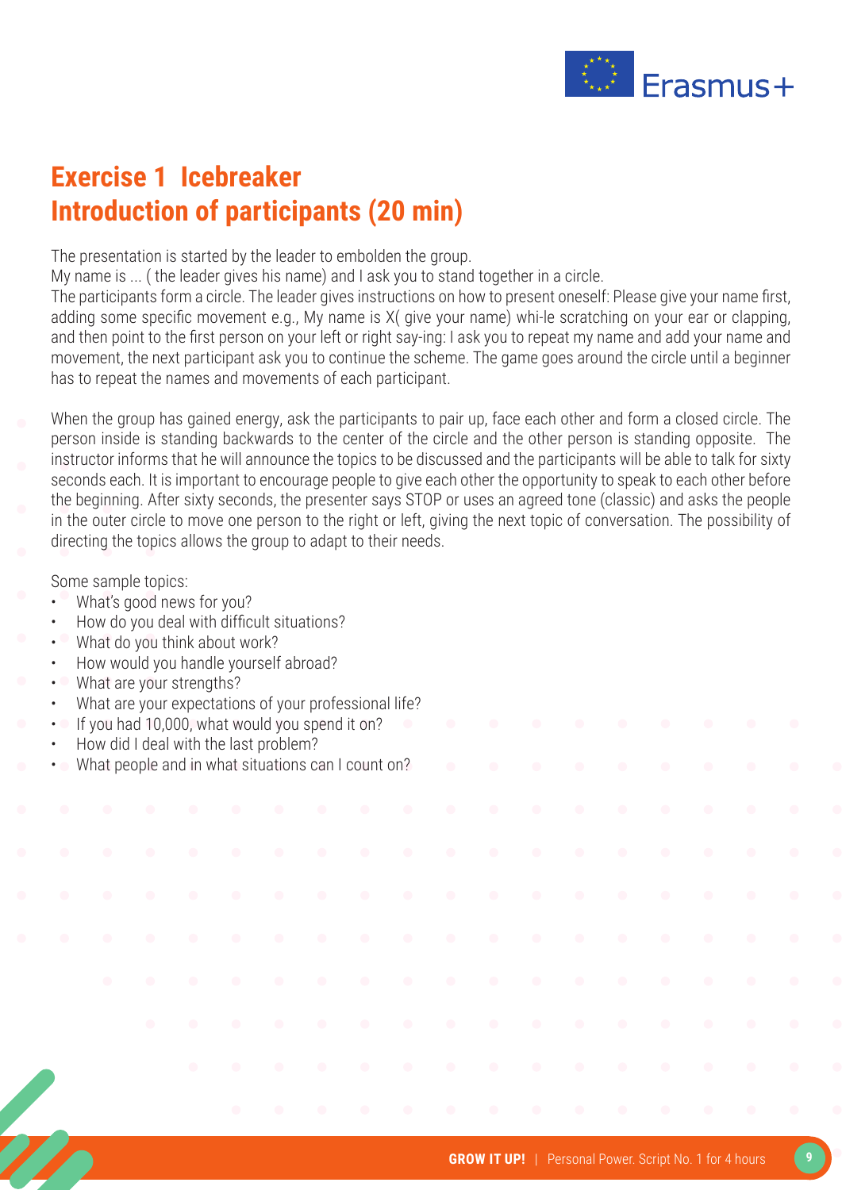# Exercise 1 Icebreaker
# Introduction of participants (20 min)

The presentation is started by the leader to embolden the group.
My name is ... ( the leader gives his name) and I ask you to stand together in a circle.
The participants form a circle. The leader gives instructions on how to present oneself: Please give your name first, adding some specific movement e.g., My name is X( give your name) whi-le scratching on your ear or clapping, and then point to the first person on your left or right say-ing: I ask you to repeat my name and add your name and movement, the next participant ask you to continue the scheme. The game goes around the circle until a beginner has to repeat the names and movements of each participant.

When the group has gained energy, ask the participants to pair up, face each other and form a closed circle. The person inside is standing backwards to the center of the circle and the other person is standing opposite. The instructor informs that he will announce the topics to be discussed and the participants will be able to talk for sixty seconds each. It is important to encourage people to give each other the opportunity to speak to each other before the beginning. After sixty seconds, the presenter says STOP or uses an agreed tone (classic) and asks the people in the outer circle to move one person to the right or left, giving the next topic of conversation. The possibility of directing the topics allows the group to adapt to their needs.

Some sample topics:

- What's good news for you?
- How do you deal with difficult situations?
- What do you think about work?
- How would you handle yourself abroad?
- What are your strengths?
- What are your expectations of your professional life?
- If you had 10,000, what would you spend it on?
- How did I deal with the last problem?
- What people and in what situations can I count on?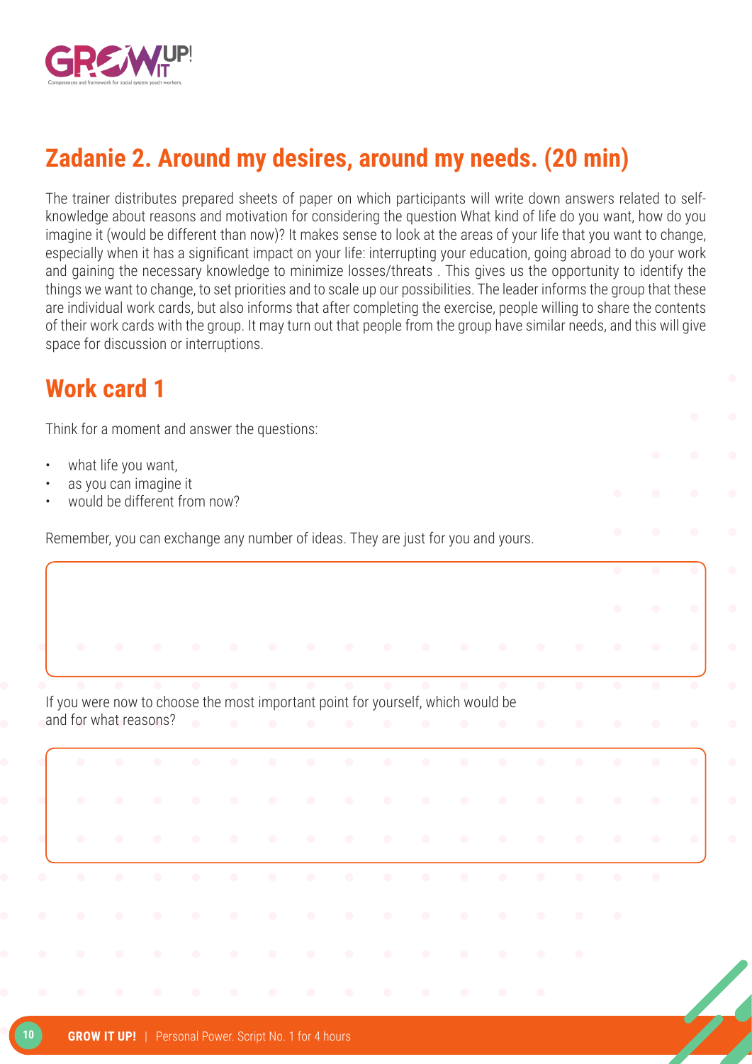## Zadanie 2. Around my desires, around my needs. (20 min)

The trainer distributes prepared sheets of paper on which participants will write down answers related to self-knowledge about reasons and motivation for considering the question What kind of life do you want, how do you imagine it (would be different than now)? It makes sense to look at the areas of your life that you want to change, especially when it has a significant impact on your life: interrupting your education, going abroad to do your work and gaining the necessary knowledge to minimize losses/threats . This gives us the opportunity to identify the things we want to change, to set priorities and to scale up our possibilities. The leader informs the group that these are individual work cards, but also informs that after completing the exercise, people willing to share the contents of their work cards with the group. It may turn out that people from the group have similar needs, and this will give space for discussion or interruptions.

## Work card 1

Think for a moment and answer the questions:

- what life you want,
- as you can imagine it
- would be different from now?

Remember, you can exchange any number of ideas. They are just for you and yours.

If you were now to choose the most important point for yourself, which would be and for what reasons?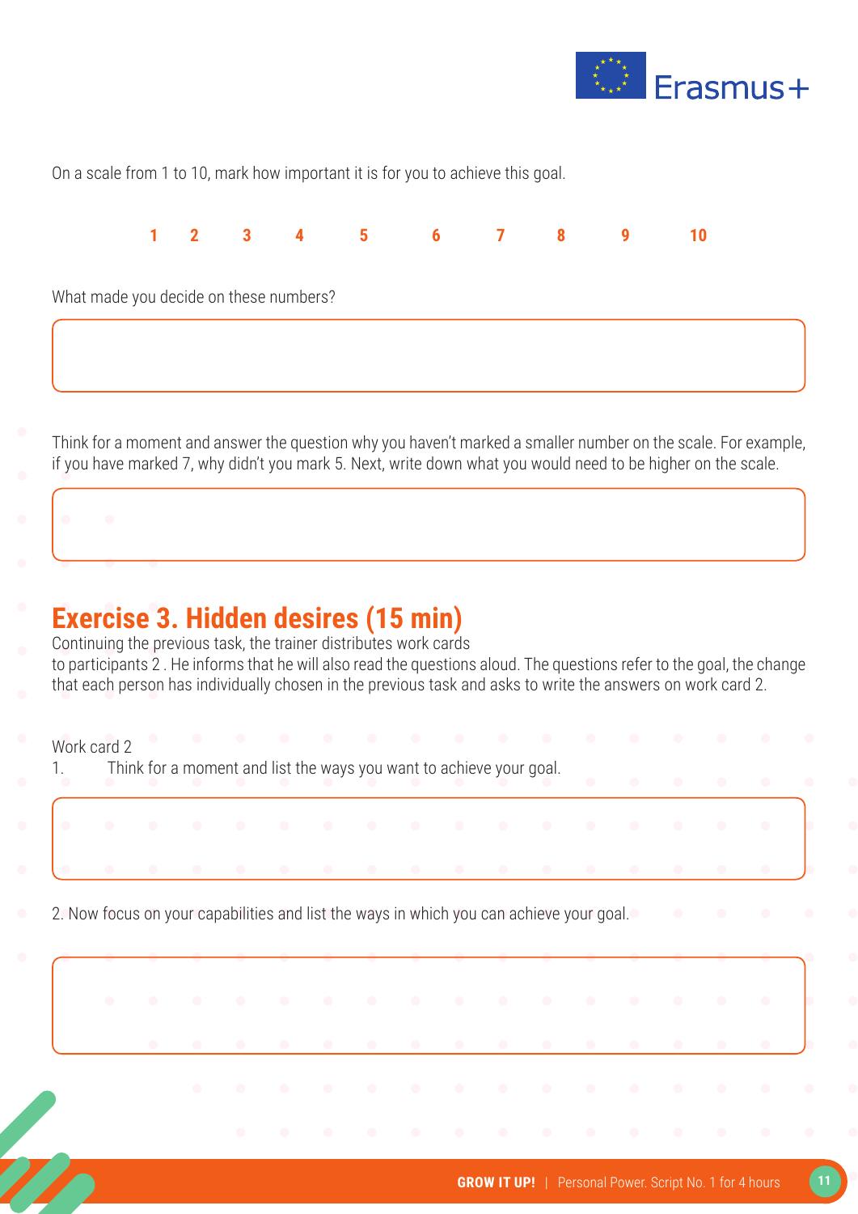On a scale from 1 to 10, mark how important it is for you to achieve this goal.

**1 2 3 4 5 6 7 8 9 10**

What made you decide on these numbers?

Think for a moment and answer the question why you haven't marked a smaller number on the scale. For example, if you have marked 7, why didn't you mark 5. Next, write down what you would need to be higher on the scale.

## Exercise 3. Hidden desires (15 min)

Continuing the previous task, the trainer distributes work cards to participants 2 . He informs that he will also read the questions aloud. The questions refer to the goal, the change that each person has individually chosen in the previous task and asks to write the answers on work card 2.

Work card 2

1. Think for a moment and list the ways you want to achieve your goal.

2. Now focus on your capabilities and list the ways in which you can achieve your goal.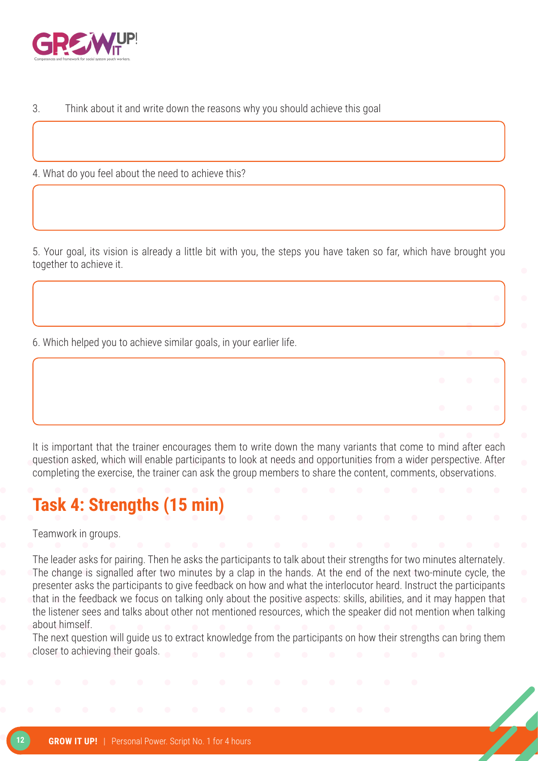3. Think about it and write down the reasons why you should achieve this goal

4. What do you feel about the need to achieve this?

5. Your goal, its vision is already a little bit with you, the steps you have taken so far, which have brought you together to achieve it.

6. Which helped you to achieve similar goals, in your earlier life.

It is important that the trainer encourages them to write down the many variants that come to mind after each question asked, which will enable participants to look at needs and opportunities from a wider perspective. After completing the exercise, the trainer can ask the group members to share the content, comments, observations.

## Task 4: Strengths (15 min)

Teamwork in groups.

The leader asks for pairing. Then he asks the participants to talk about their strengths for two minutes alternately. The change is signalled after two minutes by a clap in the hands. At the end of the next two-minute cycle, the presenter asks the participants to give feedback on how and what the interlocutor heard. Instruct the participants that in the feedback we focus on talking only about the positive aspects: skills, abilities, and it may happen that the listener sees and talks about other not mentioned resources, which the speaker did not mention when talking about himself.
The next question will guide us to extract knowledge from the participants on how their strengths can bring them closer to achieving their goals.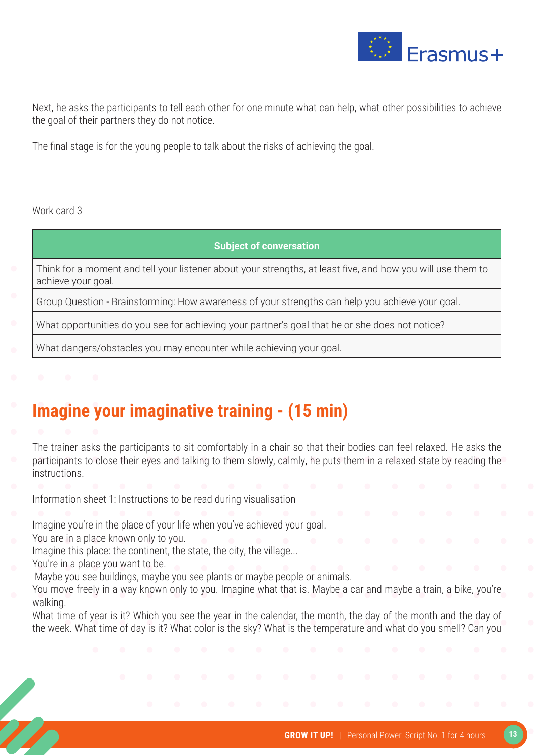Next, he asks the participants to tell each other for one minute what can help, what other possibilities to achieve the goal of their partners they do not notice.

The final stage is for the young people to talk about the risks of achieving the goal.

Work card 3

| Subject of conversation |
| --- |
| Think for a moment and tell your listener about your strengths, at least five, and how you will use them to achieve your goal. |
| Group Question - Brainstorming: How awareness of your strengths can help you achieve your goal. |
| What opportunities do you see for achieving your partner's goal that he or she does not notice? |
| What dangers/obstacles you may encounter while achieving your goal. |

## Imagine your imaginative training - (15 min)

The trainer asks the participants to sit comfortably in a chair so that their bodies can feel relaxed. He asks the participants to close their eyes and talking to them slowly, calmly, he puts them in a relaxed state by reading the instructions.

Information sheet 1: Instructions to be read during visualisation

Imagine you're in the place of your life when you've achieved your goal.
You are in a place known only to you.
Imagine this place: the continent, the state, the city, the village...
You're in a place you want to be.
Maybe you see buildings, maybe you see plants or maybe people or animals.
You move freely in a way known only to you. Imagine what that is. Maybe a car and maybe a train, a bike, you're walking.
What time of year is it? Which you see the year in the calendar, the month, the day of the month and the day of the week. What time of day is it? What color is the sky? What is the temperature and what do you smell? Can you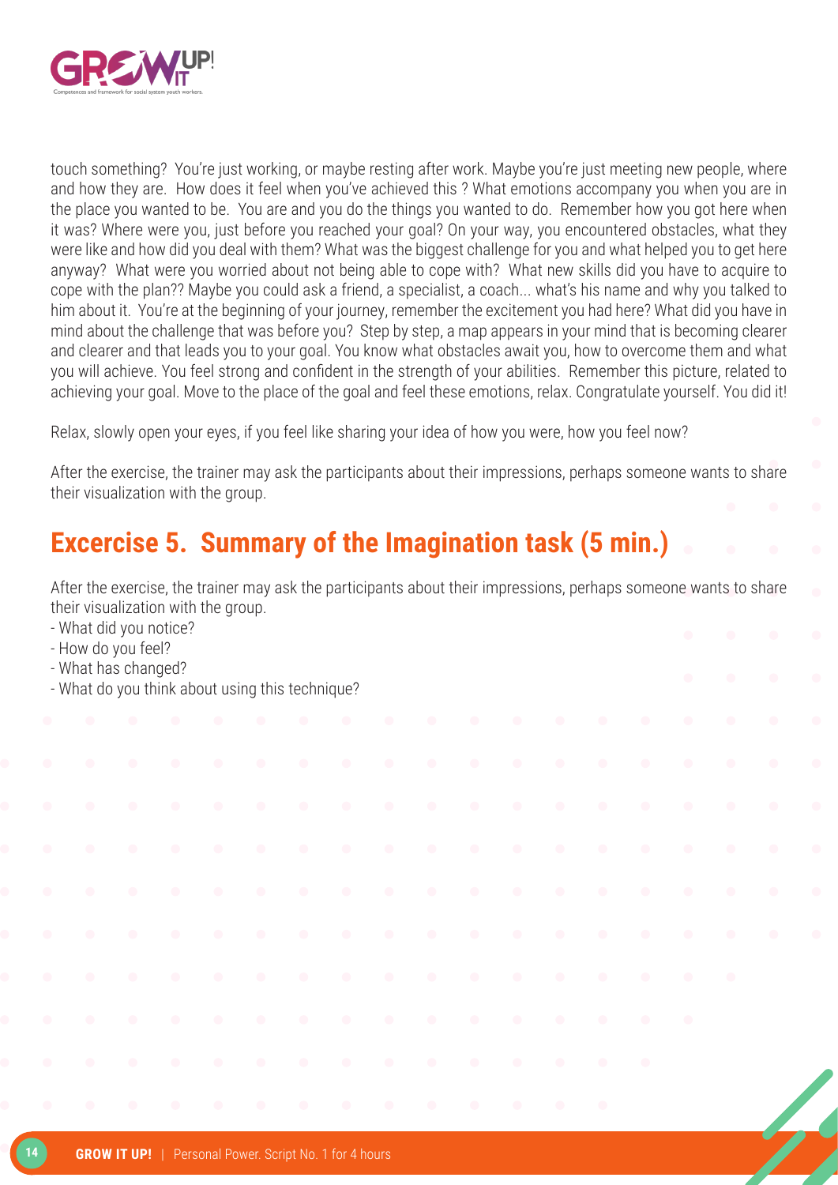touch something? You're just working, or maybe resting after work. Maybe you're just meeting new people, where and how they are. How does it feel when you've achieved this ? What emotions accompany you when you are in the place you wanted to be. You are and you do the things you wanted to do. Remember how you got here when it was? Where were you, just before you reached your goal? On your way, you encountered obstacles, what they were like and how did you deal with them? What was the biggest challenge for you and what helped you to get here anyway? What were you worried about not being able to cope with? What new skills did you have to acquire to cope with the plan?? Maybe you could ask a friend, a specialist, a coach... what's his name and why you talked to him about it. You're at the beginning of your journey, remember the excitement you had here? What did you have in mind about the challenge that was before you? Step by step, a map appears in your mind that is becoming clearer and clearer and that leads you to your goal. You know what obstacles await you, how to overcome them and what you will achieve. You feel strong and confident in the strength of your abilities. Remember this picture, related to achieving your goal. Move to the place of the goal and feel these emotions, relax. Congratulate yourself. You did it!

Relax, slowly open your eyes, if you feel like sharing your idea of how you were, how you feel now?

After the exercise, the trainer may ask the participants about their impressions, perhaps someone wants to share their visualization with the group.

## Excercise 5. Summary of the Imagination task (5 min.)

After the exercise, the trainer may ask the participants about their impressions, perhaps someone wants to share their visualization with the group.

- What did you notice?
- How do you feel?
- What has changed?
- What do you think about using this technique?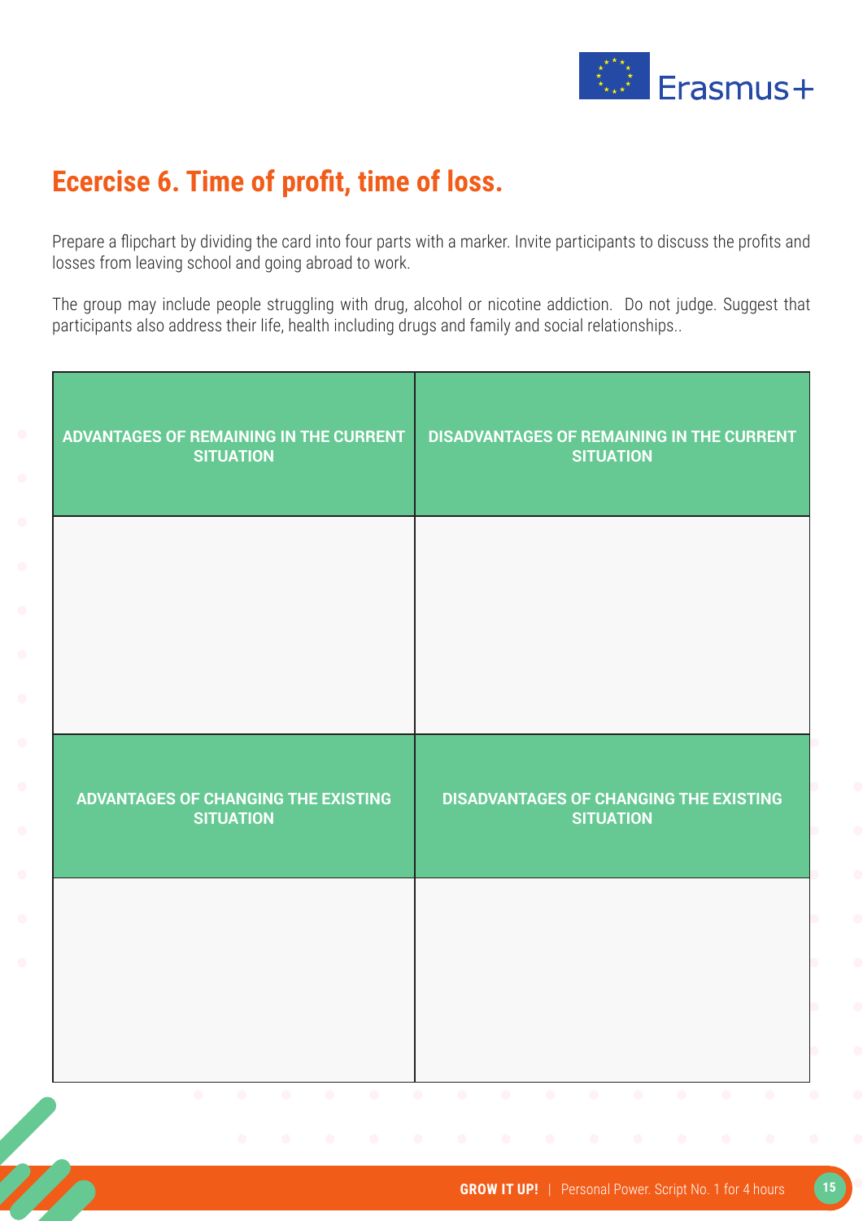## Ecercise 6. Time of profit, time of loss.

Prepare a flipchart by dividing the card into four parts with a marker. Invite participants to discuss the profits and losses from leaving school and going abroad to work.

The group may include people struggling with drug, alcohol or nicotine addiction.  Do not judge. Suggest that participants also address their life, health including drugs and family and social relationships..

| ADVANTAGES OF REMAINING IN THE CURRENT SITUATION | DISADVANTAGES OF REMAINING IN THE CURRENT SITUATION |
| --- | --- |
| | |
| **ADVANTAGES OF CHANGING THE EXISTING SITUATION** | **DISADVANTAGES OF CHANGING THE EXISTING SITUATION** |
| | |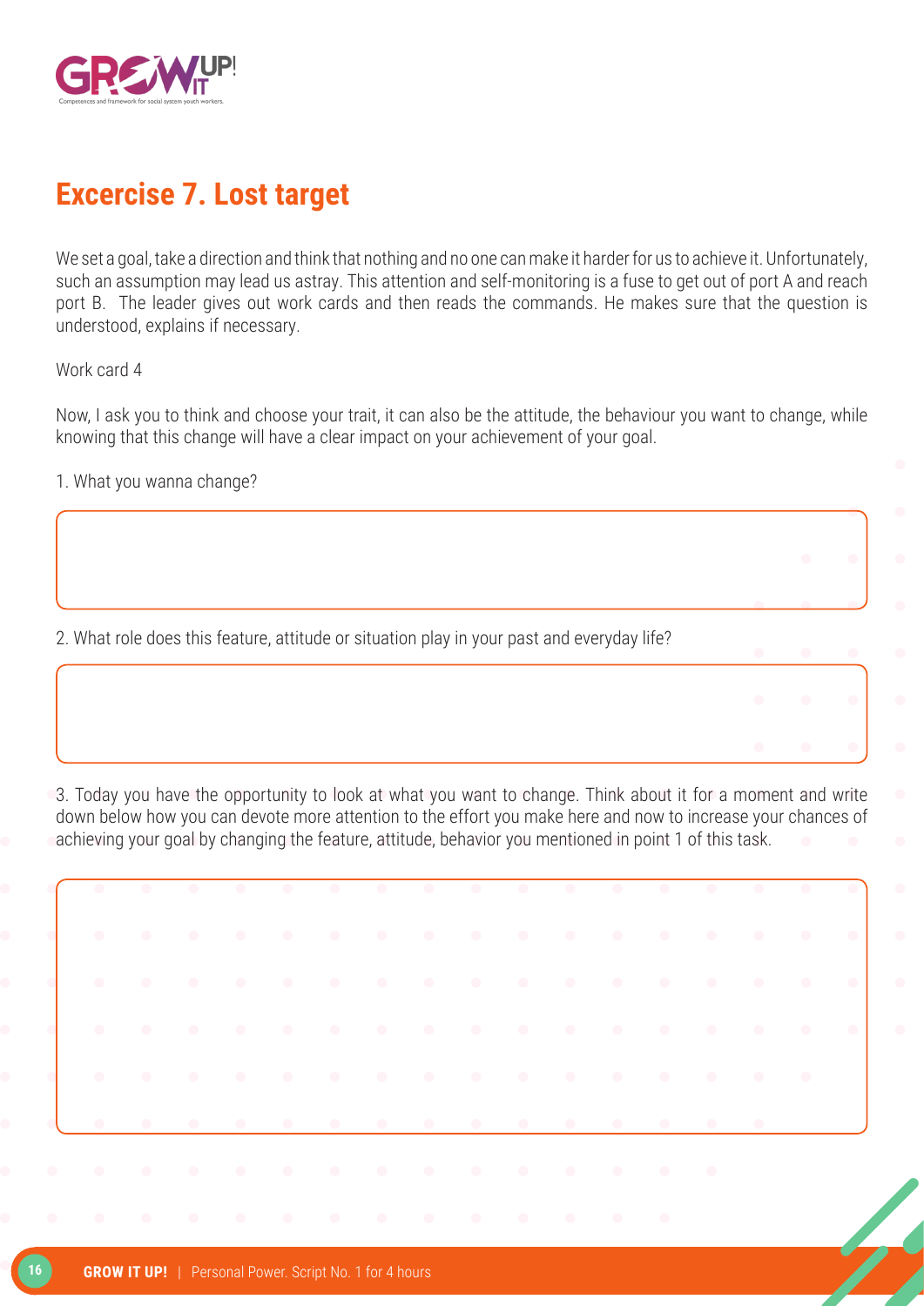## Excercise 7. Lost target

We set a goal, take a direction and think that nothing and no one can make it harder for us to achieve it. Unfortunately, such an assumption may lead us astray. This attention and self-monitoring is a fuse to get out of port A and reach port B. The leader gives out work cards and then reads the commands. He makes sure that the question is understood, explains if necessary.

Work card 4

Now, I ask you to think and choose your trait, it can also be the attitude, the behaviour you want to change, while knowing that this change will have a clear impact on your achievement of your goal.

1. What you wanna change?

2. What role does this feature, attitude or situation play in your past and everyday life?

3. Today you have the opportunity to look at what you want to change. Think about it for a moment and write down below how you can devote more attention to the effort you make here and now to increase your chances of achieving your goal by changing the feature, attitude, behavior you mentioned in point 1 of this task.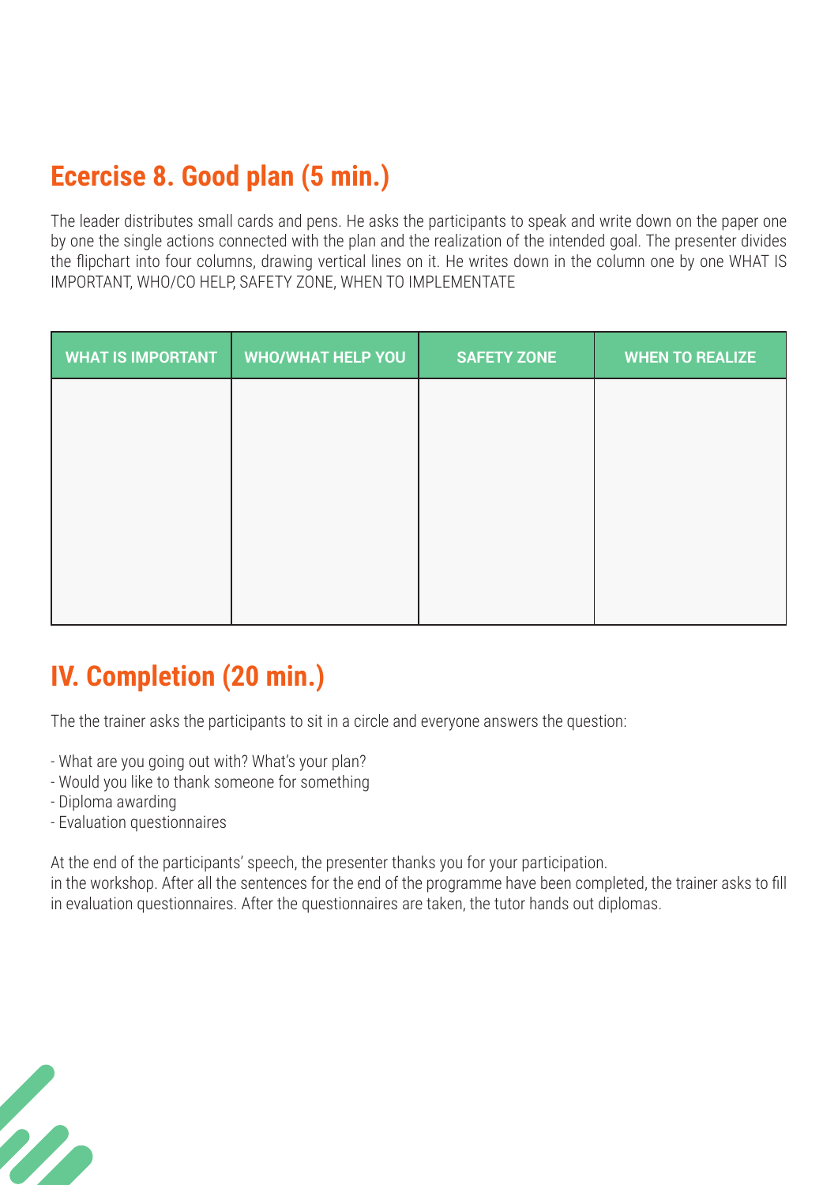## Ecercise 8. Good plan (5 min.)

The leader distributes small cards and pens. He asks the participants to speak and write down on the paper one by one the single actions connected with the plan and the realization of the intended goal. The presenter divides the flipchart into four columns, drawing vertical lines on it. He writes down in the column one by one WHAT IS IMPORTANT, WHO/CO HELP, SAFETY ZONE, WHEN TO IMPLEMENTATE

| WHAT IS IMPORTANT | WHO/WHAT HELP YOU | SAFETY ZONE | WHEN TO REALIZE |
|---|---|---|---|
| | | | |

## IV. Completion (20 min.)

The the trainer asks the participants to sit in a circle and everyone answers the question:

- What are you going out with? What's your plan?
- Would you like to thank someone for something
- Diploma awarding
- Evaluation questionnaires

At the end of the participants' speech, the presenter thanks you for your participation.
in the workshop. After all the sentences for the end of the programme have been completed, the trainer asks to fill in evaluation questionnaires. After the questionnaires are taken, the tutor hands out diplomas.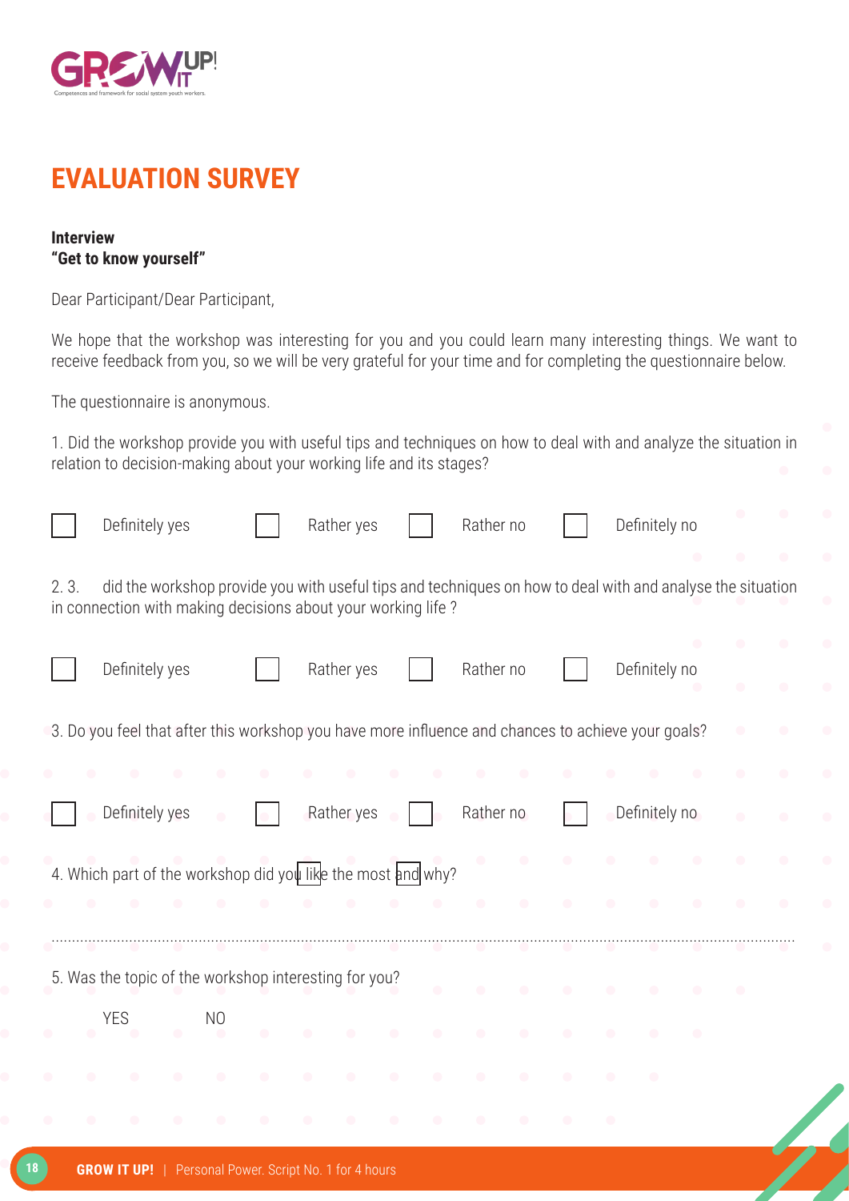# EVALUATION SURVEY

**Interview**
**"Get to know yourself"**

Dear Participant/Dear Participant,

We hope that the workshop was interesting for you and you could learn many interesting things. We want to receive feedback from you, so we will be very grateful for your time and for completing the questionnaire below.

The questionnaire is anonymous.

1. Did the workshop provide you with useful tips and techniques on how to deal with and analyze the situation in relation to decision-making about your working life and its stages?

☐ Definitely yes ☐ Rather yes ☐ Rather no ☐ Definitely no

2. 3. did the workshop provide you with useful tips and techniques on how to deal with and analyse the situation in connection with making decisions about your working life ?

☐ Definitely yes ☐ Rather yes ☐ Rather no ☐ Definitely no

3. Do you feel that after this workshop you have more influence and chances to achieve your goals?

☐ Definitely yes ☐ Rather yes ☐ Rather no ☐ Definitely no

4. Which part of the workshop did you like the most and why?

..................................................................................................................................................................................

5. Was the topic of the workshop interesting for you?

YES NO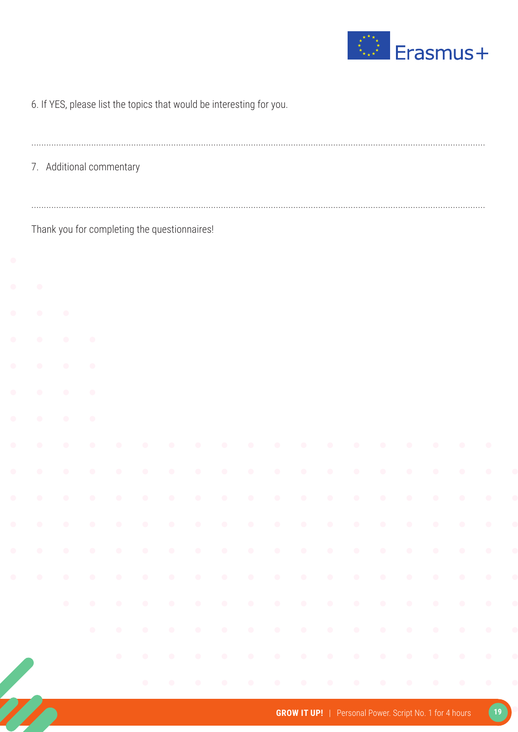6. If YES, please list the topics that would be interesting for you.

..........................................................................................................................................................................................

7. Additional commentary

..........................................................................................................................................................................................

Thank you for completing the questionnaires!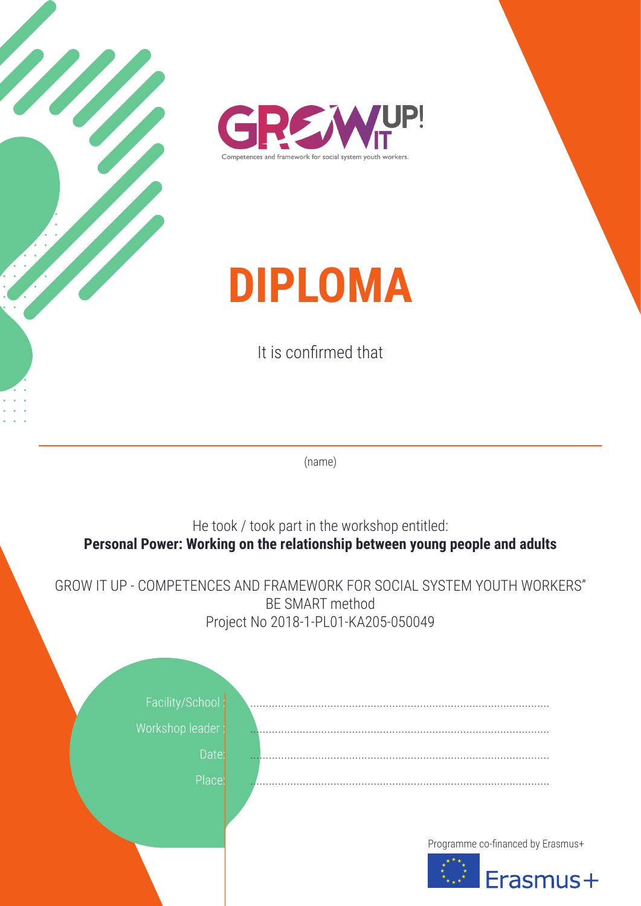GROW IT UP!

Competences and framework for social system youth workers.

# DIPLOMA

It is confirmed that

---

(name)

He took / took part in the workshop entitled:
**Personal Power: Working on the relationship between young people and adults**

GROW IT UP - COMPETENCES AND FRAMEWORK FOR SOCIAL SYSTEM YOUTH WORKERS"
BE SMART method
Project No 2018-1-PL01-KA205-050049

Facility/School : ................................................................................................

Workshop leader : ................................................................................................

Date: ................................................................................................

Place: ................................................................................................

Programme co-financed by Erasmus+

Erasmus+